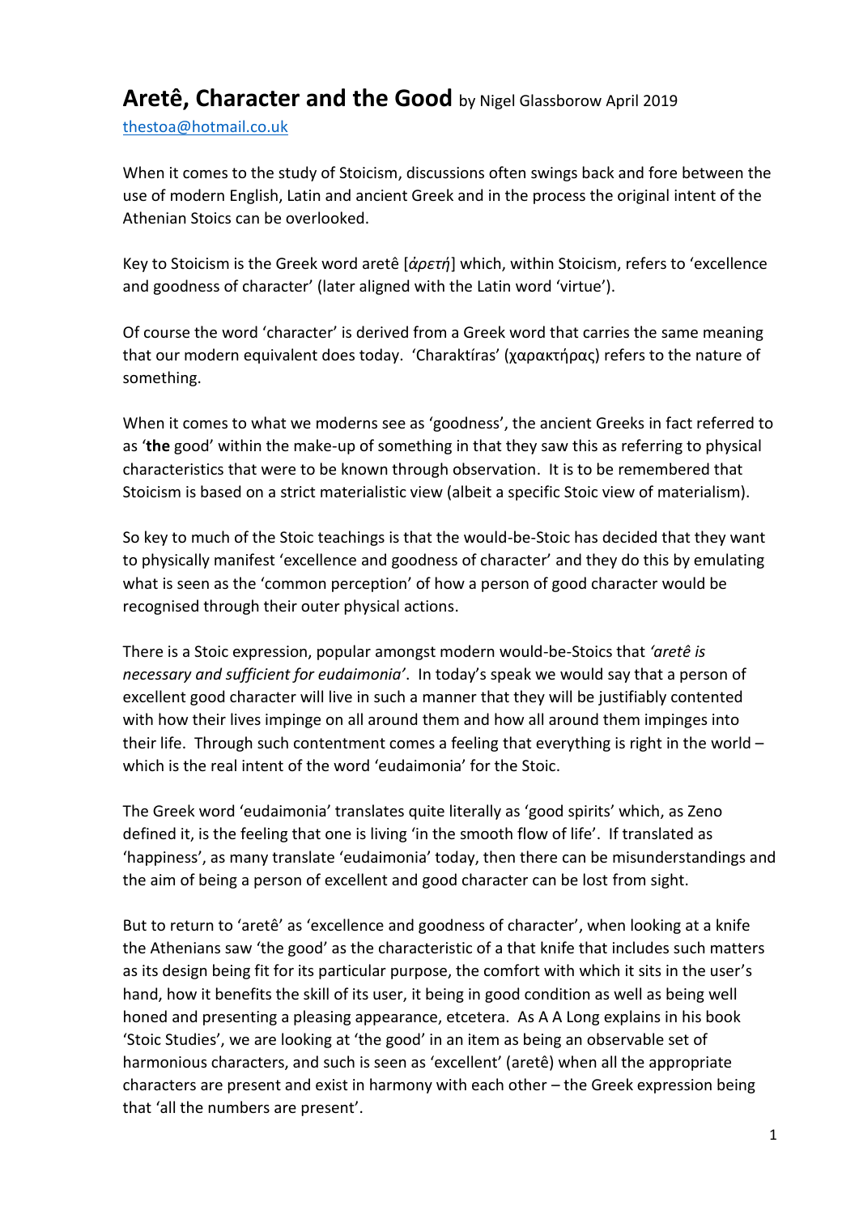# **Aretê, Character and the Good** by Nigel Glassborow April 2019

thestoa@hotmail.co.uk

When it comes to the study of Stoicism, discussions often swings back and fore between the use of modern English, Latin and ancient Greek and in the process the original intent of the Athenian Stoics can be overlooked.

Key to Stoicism is the Greek word aretê [*ἀρετή*] which, within Stoicism, refers to 'excellence and goodness of character' (later aligned with the Latin word 'virtue').

Of course the word 'character' is derived from a Greek word that carries the same meaning that our modern equivalent does today. 'Charaktíras' (χαρακτήρας) refers to the nature of something.

When it comes to what we moderns see as 'goodness', the ancient Greeks in fact referred to as '**the** good' within the make-up of something in that they saw this as referring to physical characteristics that were to be known through observation. It is to be remembered that Stoicism is based on a strict materialistic view (albeit a specific Stoic view of materialism).

So key to much of the Stoic teachings is that the would-be-Stoic has decided that they want to physically manifest 'excellence and goodness of character' and they do this by emulating what is seen as the 'common perception' of how a person of good character would be recognised through their outer physical actions.

There is a Stoic expression, popular amongst modern would-be-Stoics that *'aretê is necessary and sufficient for eudaimonia'*. In today's speak we would say that a person of excellent good character will live in such a manner that they will be justifiably contented with how their lives impinge on all around them and how all around them impinges into their life. Through such contentment comes a feeling that everything is right in the world – which is the real intent of the word 'eudaimonia' for the Stoic.

The Greek word 'eudaimonia' translates quite literally as 'good spirits' which, as Zeno defined it, is the feeling that one is living 'in the smooth flow of life'. If translated as 'happiness', as many translate 'eudaimonia' today, then there can be misunderstandings and the aim of being a person of excellent and good character can be lost from sight.

But to return to 'aretê' as 'excellence and goodness of character', when looking at a knife the Athenians saw 'the good' as the characteristic of a that knife that includes such matters as its design being fit for its particular purpose, the comfort with which it sits in the user's hand, how it benefits the skill of its user, it being in good condition as well as being well honed and presenting a pleasing appearance, etcetera. As A A Long explains in his book 'Stoic Studies', we are looking at 'the good' in an item as being an observable set of harmonious characters, and such is seen as 'excellent' (aretê) when all the appropriate characters are present and exist in harmony with each other – the Greek expression being that 'all the numbers are present'.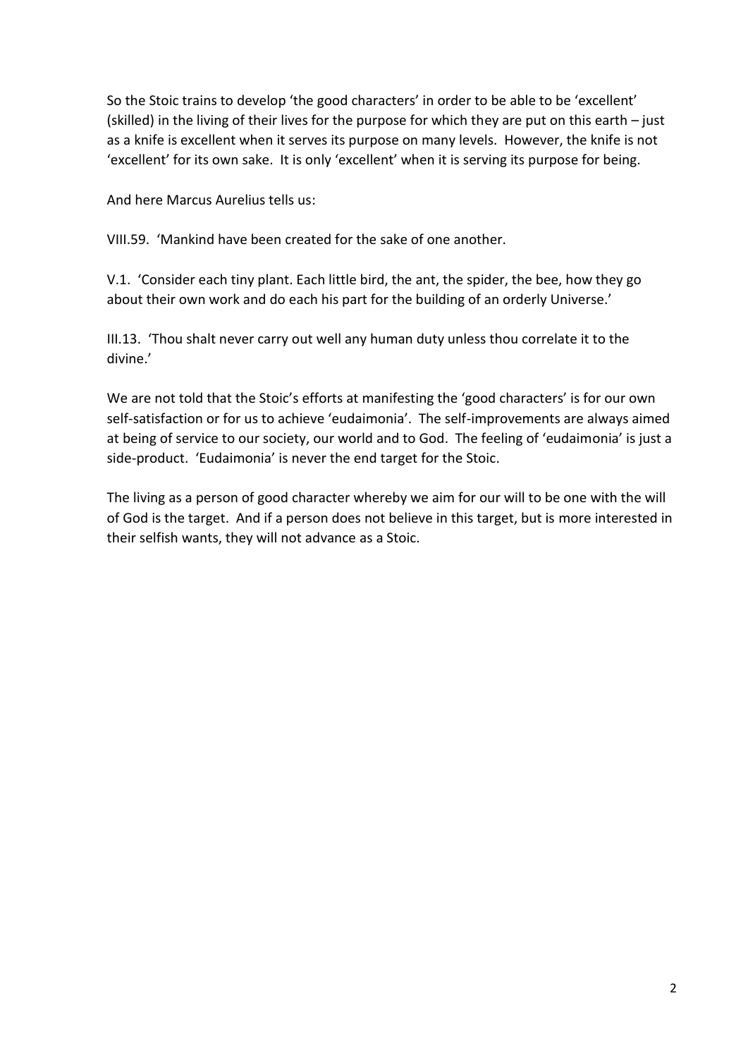So the Stoic trains to develop 'the good characters' in order to be able to be 'excellent' (skilled) in the living of their lives for the purpose for which they are put on this earth – just as a knife is excellent when it serves its purpose on many levels. However, the knife is not 'excellent' for its own sake. It is only 'excellent' when it is serving its purpose for being.

And here Marcus Aurelius tells us:

VIII.59. 'Mankind have been created for the sake of one another.

V.1. 'Consider each tiny plant. Each little bird, the ant, the spider, the bee, how they go about their own work and do each his part for the building of an orderly Universe.'

III.13. 'Thou shalt never carry out well any human duty unless thou correlate it to the divine.'

We are not told that the Stoic's efforts at manifesting the 'good characters' is for our own self-satisfaction or for us to achieve 'eudaimonia'. The self-improvements are always aimed at being of service to our society, our world and to God. The feeling of 'eudaimonia' is just a side-product. 'Eudaimonia' is never the end target for the Stoic.

The living as a person of good character whereby we aim for our will to be one with the will of God is the target. And if a person does not believe in this target, but is more interested in their selfish wants, they will not advance as a Stoic.